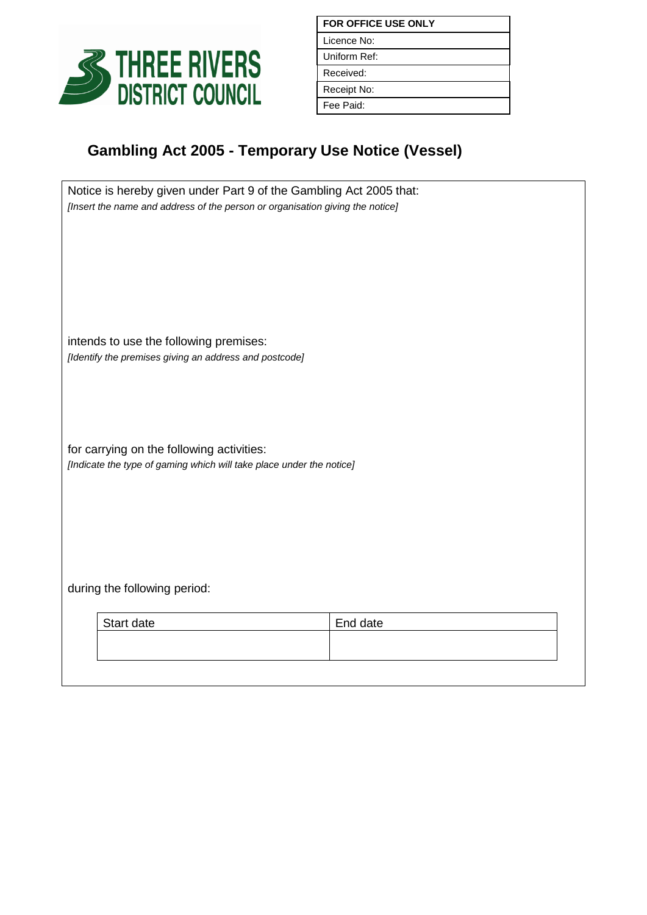THREE RIVERS DISTRICT COUNCIL

| FOR OFFICE USE ONLY |
|---|
| Licence No: |
| Uniform Ref: |
| Received: |
| Receipt No: |
| Fee Paid: |

# Gambling Act 2005 - Temporary Use Notice (Vessel)

Notice is hereby given under Part 9 of the Gambling Act 2005 that:

*[Insert the name and address of the person or organisation giving the notice]*

intends to use the following premises:

*[Identify the premises giving an address and postcode]*

for carrying on the following activities:

*[Indicate the type of gaming which will take place under the notice]*

during the following period:

| Start date | End date |
|---|---|
| | |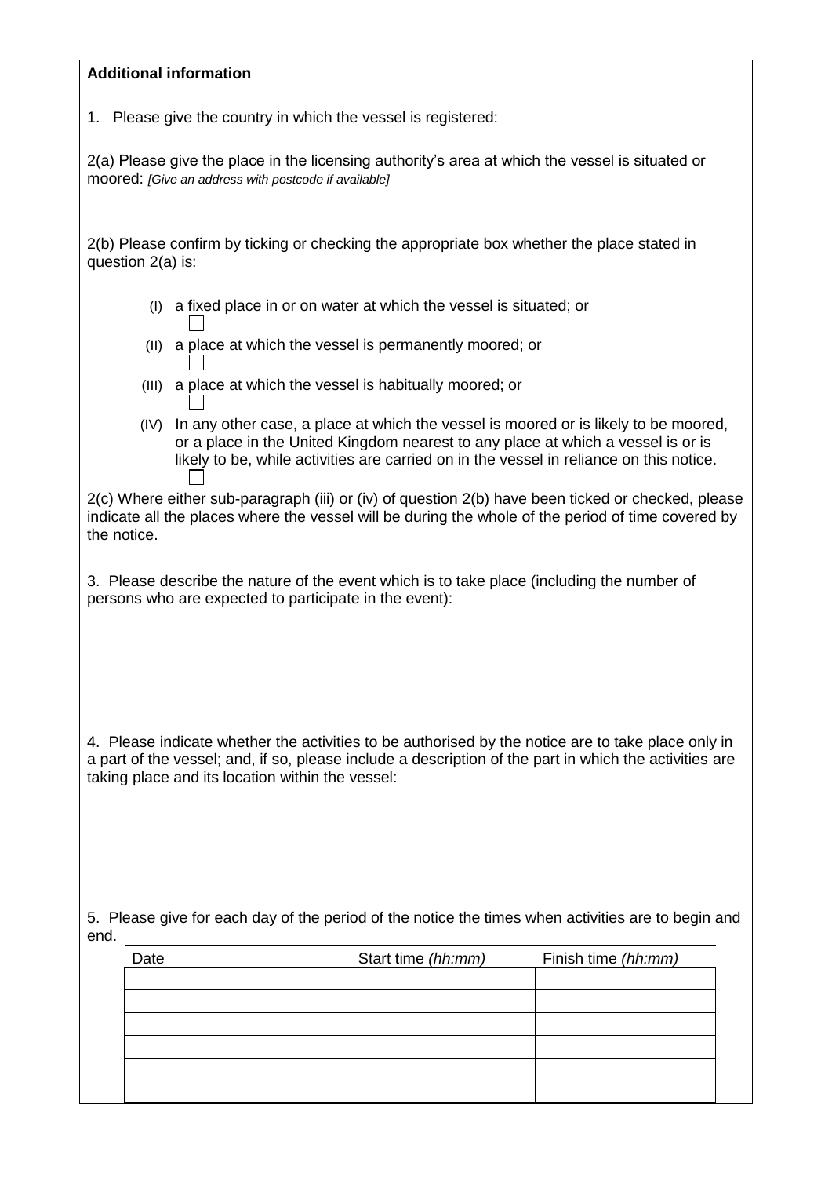**Additional information**

1. Please give the country in which the vessel is registered:

2(a) Please give the place in the licensing authority's area at which the vessel is situated or moored: *[Give an address with postcode if available]*

2(b) Please confirm by ticking or checking the appropriate box whether the place stated in question 2(a) is:

- (I) a fixed place in or on water at which the vessel is situated; or ☐
- (II) a place at which the vessel is permanently moored; or ☐
- (III) a place at which the vessel is habitually moored; or ☐
- (IV) In any other case, a place at which the vessel is moored or is likely to be moored, or a place in the United Kingdom nearest to any place at which a vessel is or is likely to be, while activities are carried on in the vessel in reliance on this notice. ☐

2(c) Where either sub-paragraph (iii) or (iv) of question 2(b) have been ticked or checked, please indicate all the places where the vessel will be during the whole of the period of time covered by the notice.

3. Please describe the nature of the event which is to take place (including the number of persons who are expected to participate in the event):

4. Please indicate whether the activities to be authorised by the notice are to take place only in a part of the vessel; and, if so, please include a description of the part in which the activities are taking place and its location within the vessel:

5. Please give for each day of the period of the notice the times when activities are to begin and end.

| Date | Start time *(hh:mm)* | Finish time *(hh:mm)* |
|---|---|---|
| | | |
| | | |
| | | |
| | | |
| | | |
| | | |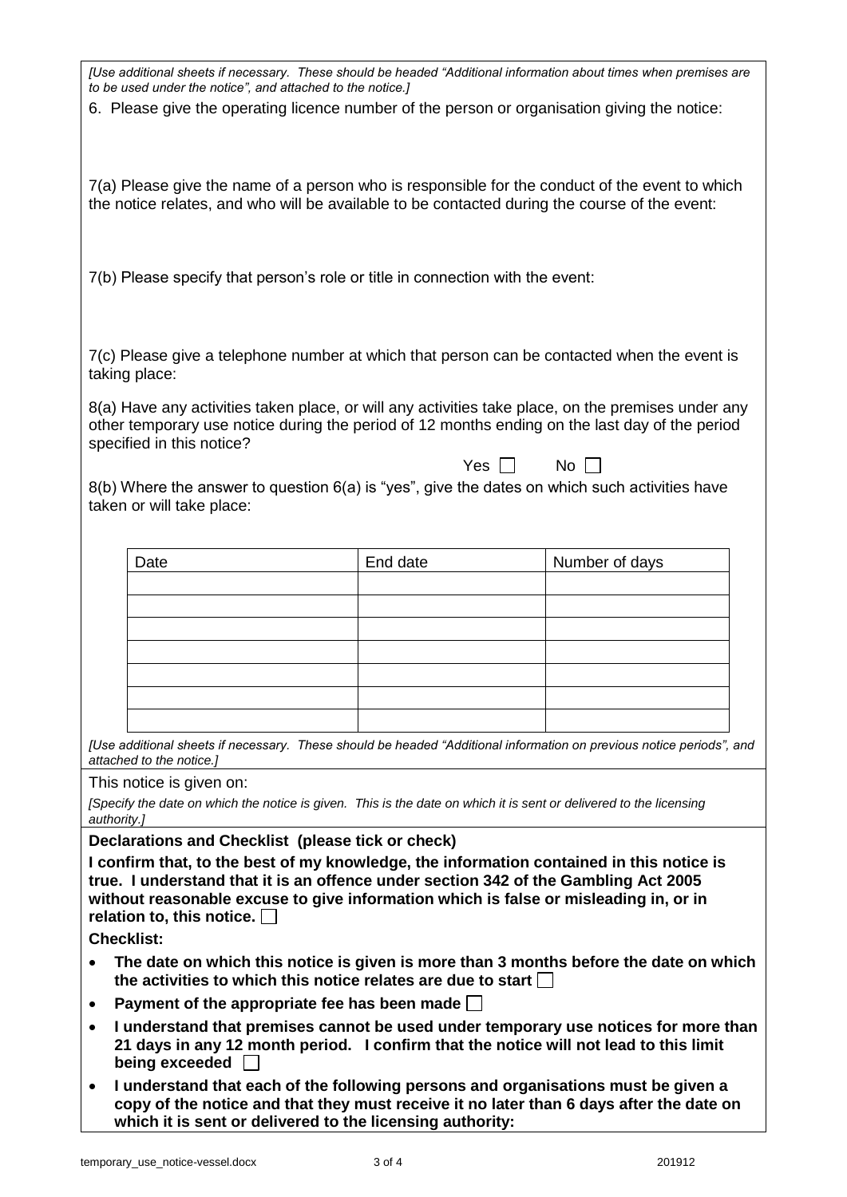*[Use additional sheets if necessary. These should be headed "Additional information about times when premises are to be used under the notice", and attached to the notice.]*

6. Please give the operating licence number of the person or organisation giving the notice:

7(a) Please give the name of a person who is responsible for the conduct of the event to which the notice relates, and who will be available to be contacted during the course of the event:

7(b) Please specify that person's role or title in connection with the event:

7(c) Please give a telephone number at which that person can be contacted when the event is taking place:

8(a) Have any activities taken place, or will any activities take place, on the premises under any other temporary use notice during the period of 12 months ending on the last day of the period specified in this notice?

Yes ☐ No ☐

8(b) Where the answer to question 6(a) is "yes", give the dates on which such activities have taken or will take place:

| Date | End date | Number of days |
|---|---|---|
| | | |
| | | |
| | | |
| | | |
| | | |
| | | |
| | | |

*[Use additional sheets if necessary. These should be headed "Additional information on previous notice periods", and attached to the notice.]*

This notice is given on:

*[Specify the date on which the notice is given. This is the date on which it is sent or delivered to the licensing authority.]*

**Declarations and Checklist (please tick or check)**

**I confirm that, to the best of my knowledge, the information contained in this notice is true. I understand that it is an offence under section 342 of the Gambling Act 2005 without reasonable excuse to give information which is false or misleading in, or in relation to, this notice.** ☐

**Checklist:**

- **The date on which this notice is given is more than 3 months before the date on which the activities to which this notice relates are due to start** ☐
- **Payment of the appropriate fee has been made** ☐
- **I understand that premises cannot be used under temporary use notices for more than 21 days in any 12 month period. I confirm that the notice will not lead to this limit being exceeded** ☐
- **I understand that each of the following persons and organisations must be given a copy of the notice and that they must receive it no later than 6 days after the date on which it is sent or delivered to the licensing authority:**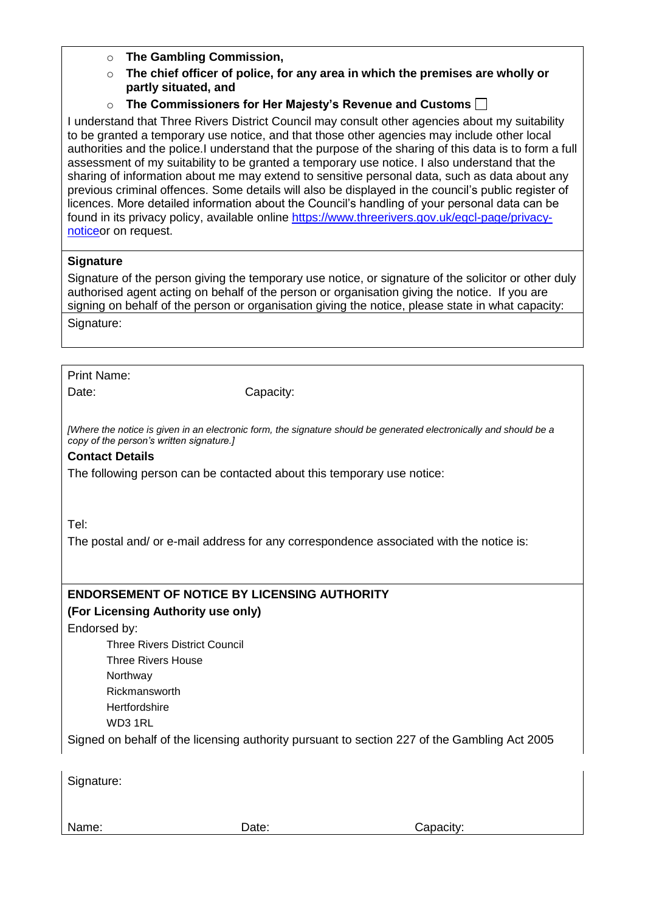- **The Gambling Commission,**
- **The chief officer of police, for any area in which the premises are wholly or partly situated, and**
- **The Commissioners for Her Majesty's Revenue and Customs** ☐

I understand that Three Rivers District Council may consult other agencies about my suitability to be granted a temporary use notice, and that those other agencies may include other local authorities and the police.I understand that the purpose of the sharing of this data is to form a full assessment of my suitability to be granted a temporary use notice. I also understand that the sharing of information about me may extend to sensitive personal data, such as data about any previous criminal offences. Some details will also be displayed in the council's public register of licences. More detailed information about the Council's handling of your personal data can be found in its privacy policy, available online [https://www.threerivers.gov.uk/egcl-page/privacy-notice](https://www.threerivers.gov.uk/egcl-page/privacy-notice)or on request.

**Signature**

Signature of the person giving the temporary use notice, or signature of the solicitor or other duly authorised agent acting on behalf of the person or organisation giving the notice. If you are signing on behalf of the person or organisation giving the notice, please state in what capacity:

Signature:

Print Name:

Date: Capacity:

*[Where the notice is given in an electronic form, the signature should be generated electronically and should be a copy of the person's written signature.]*

**Contact Details**

The following person can be contacted about this temporary use notice:

Tel:

The postal and/ or e-mail address for any correspondence associated with the notice is:

**ENDORSEMENT OF NOTICE BY LICENSING AUTHORITY**

**(For Licensing Authority use only)**

Endorsed by:

Three Rivers District Council
Three Rivers House
Northway
Rickmansworth
Hertfordshire
WD3 1RL

Signed on behalf of the licensing authority pursuant to section 227 of the Gambling Act 2005

Signature:

Name: Date: Capacity: